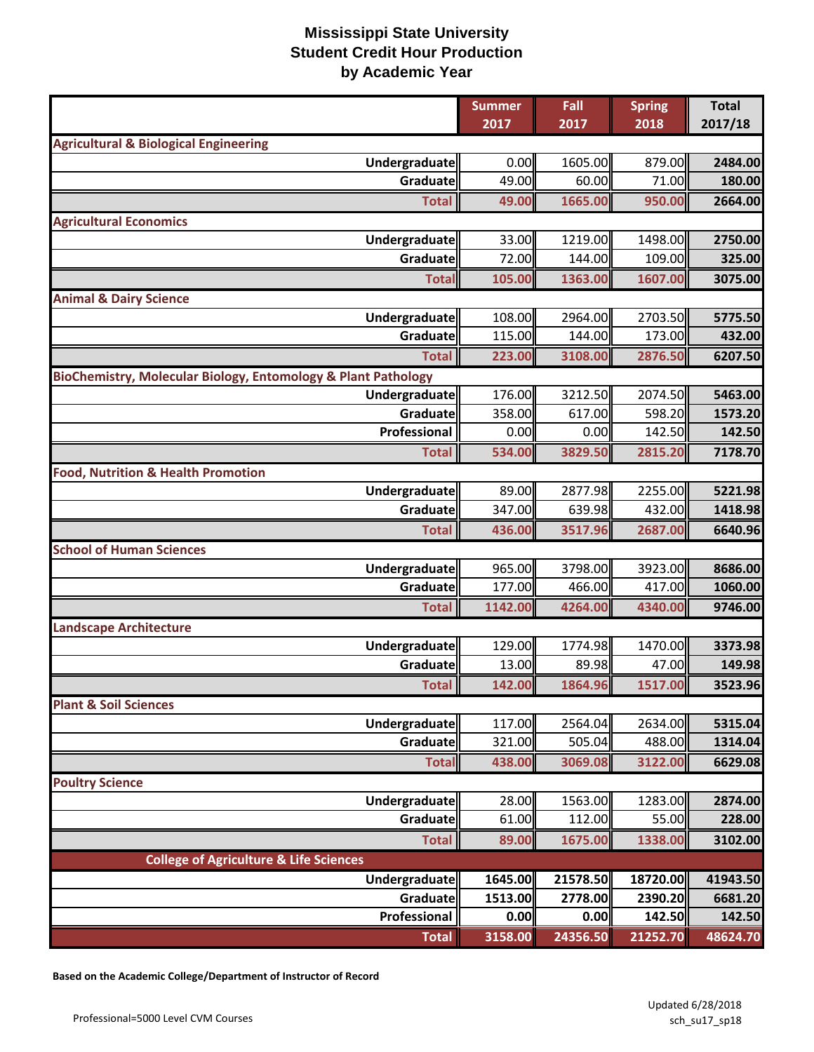# Mississippi State University
## Student Credit Hour Production
## by Academic Year

| | Summer 2017 | Fall 2017 | Spring 2018 | Total 2017/18 |
|---|---|---|---|---|
| **Agricultural & Biological Engineering** | | | | |
| Undergraduate | 0.00 | 1605.00 | 879.00 | **2484.00** |
| Graduate | 49.00 | 60.00 | 71.00 | **180.00** |
| **Total** | **49.00** | **1665.00** | **950.00** | **2664.00** |
| **Agricultural Economics** | | | | |
| Undergraduate | 33.00 | 1219.00 | 1498.00 | **2750.00** |
| Graduate | 72.00 | 144.00 | 109.00 | **325.00** |
| **Total** | **105.00** | **1363.00** | **1607.00** | **3075.00** |
| **Animal & Dairy Science** | | | | |
| Undergraduate | 108.00 | 2964.00 | 2703.50 | **5775.50** |
| Graduate | 115.00 | 144.00 | 173.00 | **432.00** |
| **Total** | **223.00** | **3108.00** | **2876.50** | **6207.50** |
| **BioChemistry, Molecular Biology, Entomology & Plant Pathology** | | | | |
| Undergraduate | 176.00 | 3212.50 | 2074.50 | **5463.00** |
| Graduate | 358.00 | 617.00 | 598.20 | **1573.20** |
| Professional | 0.00 | 0.00 | 142.50 | **142.50** |
| **Total** | **534.00** | **3829.50** | **2815.20** | **7178.70** |
| **Food, Nutrition & Health Promotion** | | | | |
| Undergraduate | 89.00 | 2877.98 | 2255.00 | **5221.98** |
| Graduate | 347.00 | 639.98 | 432.00 | **1418.98** |
| **Total** | **436.00** | **3517.96** | **2687.00** | **6640.96** |
| **School of Human Sciences** | | | | |
| Undergraduate | 965.00 | 3798.00 | 3923.00 | **8686.00** |
| Graduate | 177.00 | 466.00 | 417.00 | **1060.00** |
| **Total** | **1142.00** | **4264.00** | **4340.00** | **9746.00** |
| **Landscape Architecture** | | | | |
| Undergraduate | 129.00 | 1774.98 | 1470.00 | **3373.98** |
| Graduate | 13.00 | 89.98 | 47.00 | **149.98** |
| **Total** | **142.00** | **1864.96** | **1517.00** | **3523.96** |
| **Plant & Soil Sciences** | | | | |
| Undergraduate | 117.00 | 2564.04 | 2634.00 | **5315.04** |
| Graduate | 321.00 | 505.04 | 488.00 | **1314.04** |
| **Total** | **438.00** | **3069.08** | **3122.00** | **6629.08** |
| **Poultry Science** | | | | |
| Undergraduate | 28.00 | 1563.00 | 1283.00 | **2874.00** |
| Graduate | 61.00 | 112.00 | 55.00 | **228.00** |
| **Total** | **89.00** | **1675.00** | **1338.00** | **3102.00** |
| **College of Agriculture & Life Sciences** | | | | |
| Undergraduate | **1645.00** | **21578.50** | **18720.00** | **41943.50** |
| Graduate | **1513.00** | **2778.00** | **2390.20** | **6681.20** |
| Professional | **0.00** | **0.00** | **142.50** | **142.50** |
| **Total** | **3158.00** | **24356.50** | **21252.70** | **48624.70** |

**Based on the Academic College/Department of Instructor of Record**

Professional=5000 Level CVM Courses

Updated 6/28/2018
sch_su17_sp18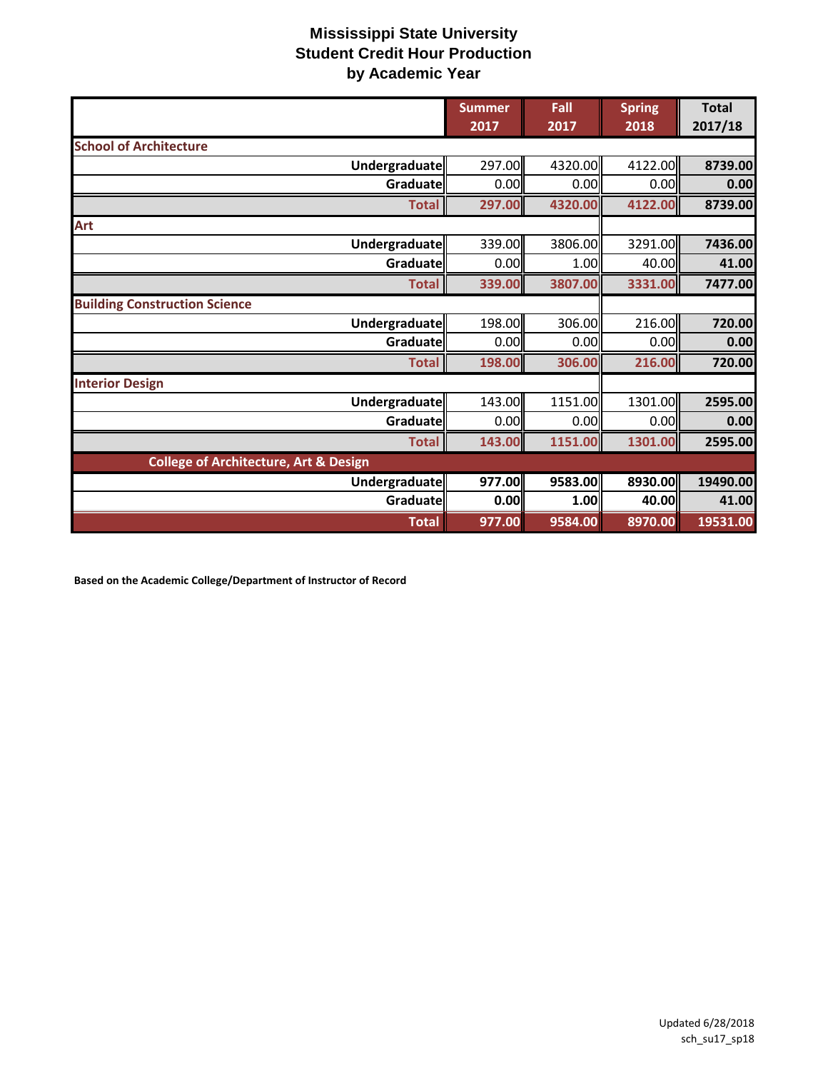# Mississippi State University
## Student Credit Hour Production
## by Academic Year

| | Summer 2017 | Fall 2017 | Spring 2018 | Total 2017/18 |
|---|---|---|---|---|
| **School of Architecture** | | | | |
| Undergraduate | 297.00 | 4320.00 | 4122.00 | **8739.00** |
| Graduate | 0.00 | 0.00 | 0.00 | **0.00** |
| **Total** | **297.00** | **4320.00** | **4122.00** | **8739.00** |
| **Art** | | | | |
| Undergraduate | 339.00 | 3806.00 | 3291.00 | **7436.00** |
| Graduate | 0.00 | 1.00 | 40.00 | **41.00** |
| **Total** | **339.00** | **3807.00** | **3331.00** | **7477.00** |
| **Building Construction Science** | | | | |
| Undergraduate | 198.00 | 306.00 | 216.00 | **720.00** |
| Graduate | 0.00 | 0.00 | 0.00 | **0.00** |
| **Total** | **198.00** | **306.00** | **216.00** | **720.00** |
| **Interior Design** | | | | |
| Undergraduate | 143.00 | 1151.00 | 1301.00 | **2595.00** |
| Graduate | 0.00 | 0.00 | 0.00 | **0.00** |
| **Total** | **143.00** | **1151.00** | **1301.00** | **2595.00** |
| **College of Architecture, Art & Design** | | | | |
| Undergraduate | **977.00** | **9583.00** | **8930.00** | **19490.00** |
| Graduate | **0.00** | **1.00** | **40.00** | **41.00** |
| **Total** | **977.00** | **9584.00** | **8970.00** | **19531.00** |

**Based on the Academic College/Department of Instructor of Record**

Updated 6/28/2018
sch_su17_sp18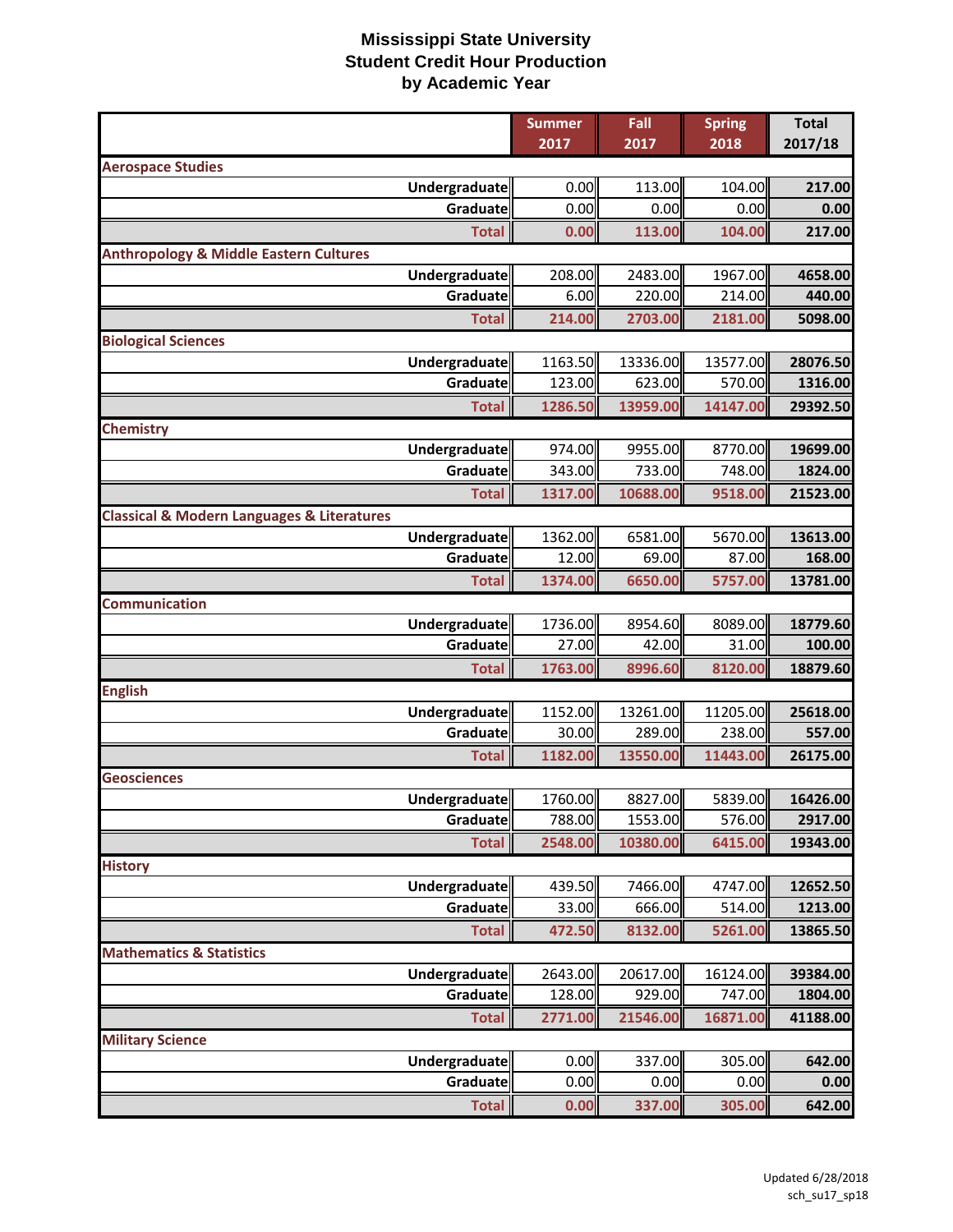# Mississippi State University
## Student Credit Hour Production
## by Academic Year

| | Summer 2017 | Fall 2017 | Spring 2018 | Total 2017/18 |
|---|---|---|---|---|
| **Aerospace Studies** | | | | |
| Undergraduate | 0.00 | 113.00 | 104.00 | 217.00 |
| Graduate | 0.00 | 0.00 | 0.00 | 0.00 |
| Total | 0.00 | 113.00 | 104.00 | 217.00 |
| **Anthropology & Middle Eastern Cultures** | | | | |
| Undergraduate | 208.00 | 2483.00 | 1967.00 | 4658.00 |
| Graduate | 6.00 | 220.00 | 214.00 | 440.00 |
| Total | 214.00 | 2703.00 | 2181.00 | 5098.00 |
| **Biological Sciences** | | | | |
| Undergraduate | 1163.50 | 13336.00 | 13577.00 | 28076.50 |
| Graduate | 123.00 | 623.00 | 570.00 | 1316.00 |
| Total | 1286.50 | 13959.00 | 14147.00 | 29392.50 |
| **Chemistry** | | | | |
| Undergraduate | 974.00 | 9955.00 | 8770.00 | 19699.00 |
| Graduate | 343.00 | 733.00 | 748.00 | 1824.00 |
| Total | 1317.00 | 10688.00 | 9518.00 | 21523.00 |
| **Classical & Modern Languages & Literatures** | | | | |
| Undergraduate | 1362.00 | 6581.00 | 5670.00 | 13613.00 |
| Graduate | 12.00 | 69.00 | 87.00 | 168.00 |
| Total | 1374.00 | 6650.00 | 5757.00 | 13781.00 |
| **Communication** | | | | |
| Undergraduate | 1736.00 | 8954.60 | 8089.00 | 18779.60 |
| Graduate | 27.00 | 42.00 | 31.00 | 100.00 |
| Total | 1763.00 | 8996.60 | 8120.00 | 18879.60 |
| **English** | | | | |
| Undergraduate | 1152.00 | 13261.00 | 11205.00 | 25618.00 |
| Graduate | 30.00 | 289.00 | 238.00 | 557.00 |
| Total | 1182.00 | 13550.00 | 11443.00 | 26175.00 |
| **Geosciences** | | | | |
| Undergraduate | 1760.00 | 8827.00 | 5839.00 | 16426.00 |
| Graduate | 788.00 | 1553.00 | 576.00 | 2917.00 |
| Total | 2548.00 | 10380.00 | 6415.00 | 19343.00 |
| **History** | | | | |
| Undergraduate | 439.50 | 7466.00 | 4747.00 | 12652.50 |
| Graduate | 33.00 | 666.00 | 514.00 | 1213.00 |
| Total | 472.50 | 8132.00 | 5261.00 | 13865.50 |
| **Mathematics & Statistics** | | | | |
| Undergraduate | 2643.00 | 20617.00 | 16124.00 | 39384.00 |
| Graduate | 128.00 | 929.00 | 747.00 | 1804.00 |
| Total | 2771.00 | 21546.00 | 16871.00 | 41188.00 |
| **Military Science** | | | | |
| Undergraduate | 0.00 | 337.00 | 305.00 | 642.00 |
| Graduate | 0.00 | 0.00 | 0.00 | 0.00 |
| Total | 0.00 | 337.00 | 305.00 | 642.00 |

Updated 6/28/2018
sch_su17_sp18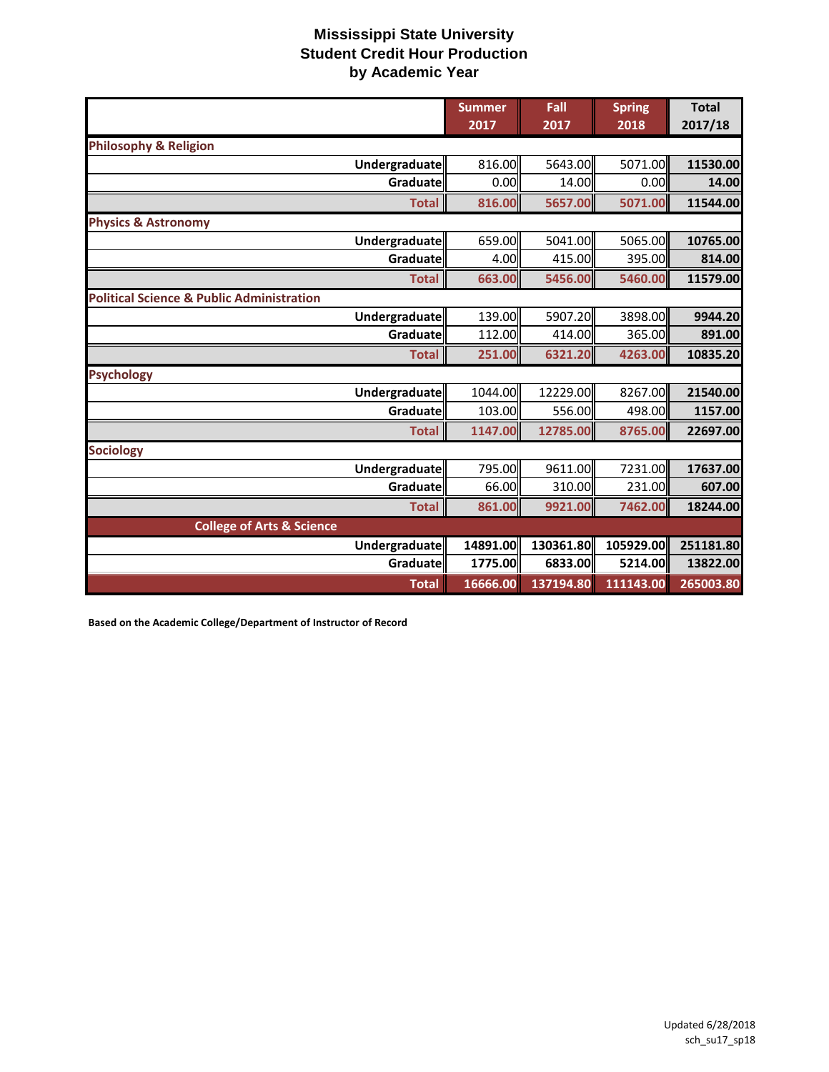# Mississippi State University
## Student Credit Hour Production
### by Academic Year

| | Summer 2017 | Fall 2017 | Spring 2018 | Total 2017/18 |
|---|---|---|---|---|
| **Philosophy & Religion** | | | | |
| Undergraduate | 816.00 | 5643.00 | 5071.00 | 11530.00 |
| Graduate | 0.00 | 14.00 | 0.00 | 14.00 |
| **Total** | 816.00 | 5657.00 | 5071.00 | 11544.00 |
| **Physics & Astronomy** | | | | |
| Undergraduate | 659.00 | 5041.00 | 5065.00 | 10765.00 |
| Graduate | 4.00 | 415.00 | 395.00 | 814.00 |
| **Total** | 663.00 | 5456.00 | 5460.00 | 11579.00 |
| **Political Science & Public Administration** | | | | |
| Undergraduate | 139.00 | 5907.20 | 3898.00 | 9944.20 |
| Graduate | 112.00 | 414.00 | 365.00 | 891.00 |
| **Total** | 251.00 | 6321.20 | 4263.00 | 10835.20 |
| **Psychology** | | | | |
| Undergraduate | 1044.00 | 12229.00 | 8267.00 | 21540.00 |
| Graduate | 103.00 | 556.00 | 498.00 | 1157.00 |
| **Total** | 1147.00 | 12785.00 | 8765.00 | 22697.00 |
| **Sociology** | | | | |
| Undergraduate | 795.00 | 9611.00 | 7231.00 | 17637.00 |
| Graduate | 66.00 | 310.00 | 231.00 | 607.00 |
| **Total** | 861.00 | 9921.00 | 7462.00 | 18244.00 |
| **College of Arts & Science** | | | | |
| Undergraduate | 14891.00 | 130361.80 | 105929.00 | 251181.80 |
| Graduate | 1775.00 | 6833.00 | 5214.00 | 13822.00 |
| **Total** | 16666.00 | 137194.80 | 111143.00 | 265003.80 |

**Based on the Academic College/Department of Instructor of Record**

Updated 6/28/2018
sch_su17_sp18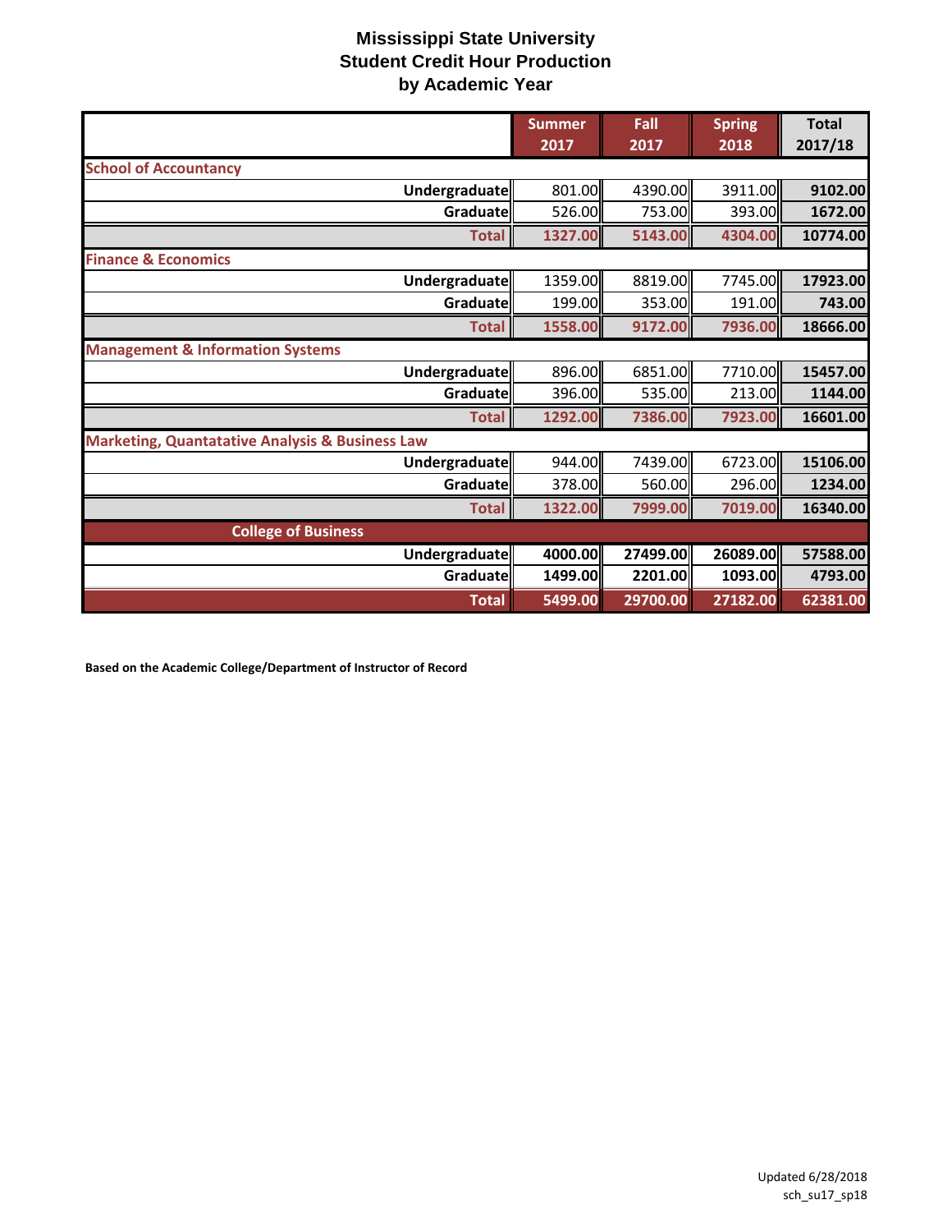# Mississippi State University
## Student Credit Hour Production
## by Academic Year

| | Summer 2017 | Fall 2017 | Spring 2018 | Total 2017/18 |
|---|---|---|---|---|
| **School of Accountancy** | | | | |
| **Undergraduate** | 801.00 | 4390.00 | 3911.00 | **9102.00** |
| **Graduate** | 526.00 | 753.00 | 393.00 | **1672.00** |
| **Total** | **1327.00** | **5143.00** | **4304.00** | **10774.00** |
| **Finance & Economics** | | | | |
| **Undergraduate** | 1359.00 | 8819.00 | 7745.00 | **17923.00** |
| **Graduate** | 199.00 | 353.00 | 191.00 | **743.00** |
| **Total** | **1558.00** | **9172.00** | **7936.00** | **18666.00** |
| **Management & Information Systems** | | | | |
| **Undergraduate** | 896.00 | 6851.00 | 7710.00 | **15457.00** |
| **Graduate** | 396.00 | 535.00 | 213.00 | **1144.00** |
| **Total** | **1292.00** | **7386.00** | **7923.00** | **16601.00** |
| **Marketing, Quantatative Analysis & Business Law** | | | | |
| **Undergraduate** | 944.00 | 7439.00 | 6723.00 | **15106.00** |
| **Graduate** | 378.00 | 560.00 | 296.00 | **1234.00** |
| **Total** | **1322.00** | **7999.00** | **7019.00** | **16340.00** |
| **College of Business** | | | | |
| **Undergraduate** | **4000.00** | **27499.00** | **26089.00** | **57588.00** |
| **Graduate** | **1499.00** | **2201.00** | **1093.00** | **4793.00** |
| **Total** | **5499.00** | **29700.00** | **27182.00** | **62381.00** |

**Based on the Academic College/Department of Instructor of Record**

Updated 6/28/2018
sch_su17_sp18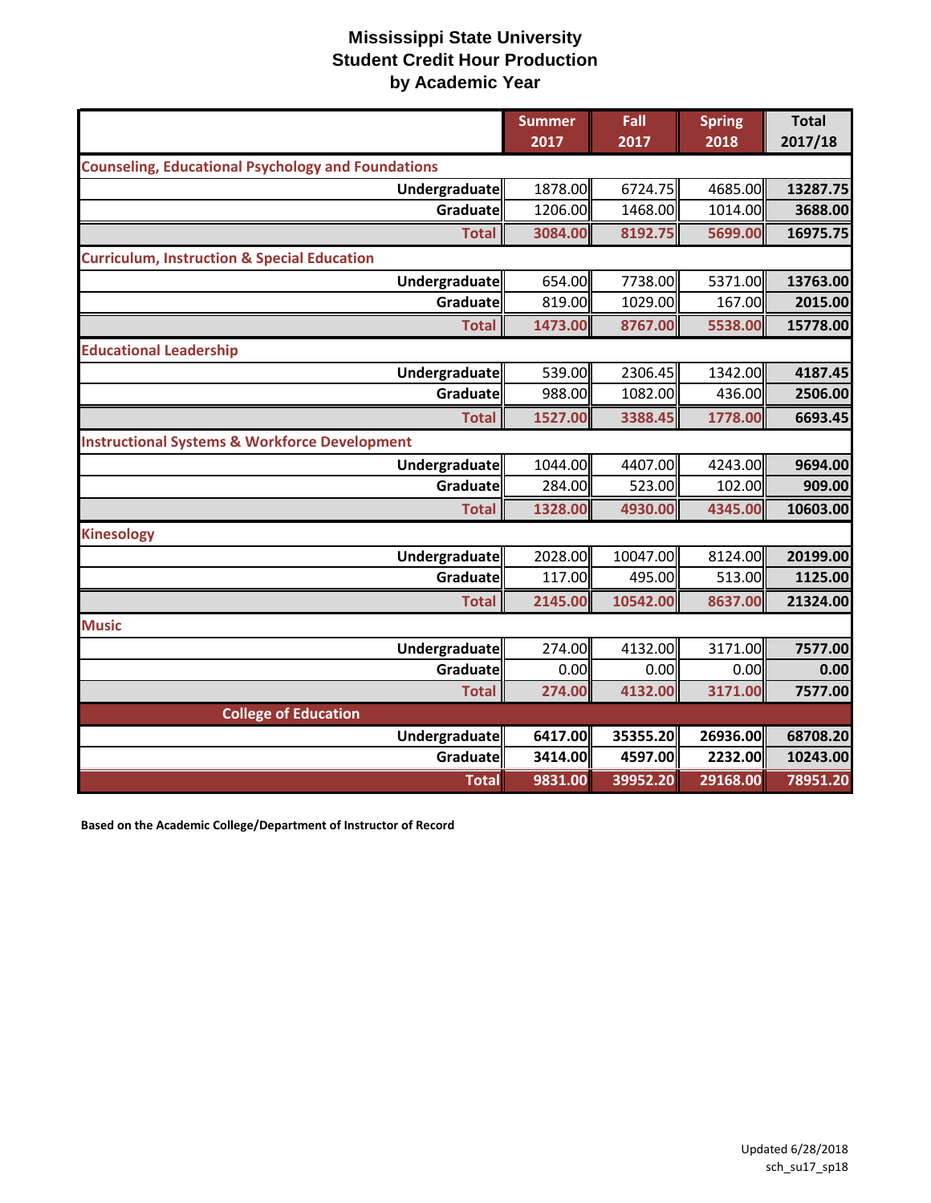# Mississippi State University
## Student Credit Hour Production
## by Academic Year

| | Summer 2017 | Fall 2017 | Spring 2018 | Total 2017/18 |
|---|---|---|---|---|
| **Counseling, Educational Psychology and Foundations** | | | | |
| Undergraduate | 1878.00 | 6724.75 | 4685.00 | 13287.75 |
| Graduate | 1206.00 | 1468.00 | 1014.00 | 3688.00 |
| **Total** | **3084.00** | **8192.75** | **5699.00** | **16975.75** |
| **Curriculum, Instruction & Special Education** | | | | |
| Undergraduate | 654.00 | 7738.00 | 5371.00 | 13763.00 |
| Graduate | 819.00 | 1029.00 | 167.00 | 2015.00 |
| **Total** | **1473.00** | **8767.00** | **5538.00** | **15778.00** |
| **Educational Leadership** | | | | |
| Undergraduate | 539.00 | 2306.45 | 1342.00 | 4187.45 |
| Graduate | 988.00 | 1082.00 | 436.00 | 2506.00 |
| **Total** | **1527.00** | **3388.45** | **1778.00** | **6693.45** |
| **Instructional Systems & Workforce Development** | | | | |
| Undergraduate | 1044.00 | 4407.00 | 4243.00 | 9694.00 |
| Graduate | 284.00 | 523.00 | 102.00 | 909.00 |
| **Total** | **1328.00** | **4930.00** | **4345.00** | **10603.00** |
| **Kinesology** | | | | |
| Undergraduate | 2028.00 | 10047.00 | 8124.00 | 20199.00 |
| Graduate | 117.00 | 495.00 | 513.00 | 1125.00 |
| **Total** | **2145.00** | **10542.00** | **8637.00** | **21324.00** |
| **Music** | | | | |
| Undergraduate | 274.00 | 4132.00 | 3171.00 | 7577.00 |
| Graduate | 0.00 | 0.00 | 0.00 | 0.00 |
| **Total** | **274.00** | **4132.00** | **3171.00** | **7577.00** |
| **College of Education** | | | | |
| Undergraduate | 6417.00 | 35355.20 | 26936.00 | 68708.20 |
| Graduate | 3414.00 | 4597.00 | 2232.00 | 10243.00 |
| **Total** | **9831.00** | **39952.20** | **29168.00** | **78951.20** |

**Based on the Academic College/Department of Instructor of Record**

Updated 6/28/2018
sch_su17_sp18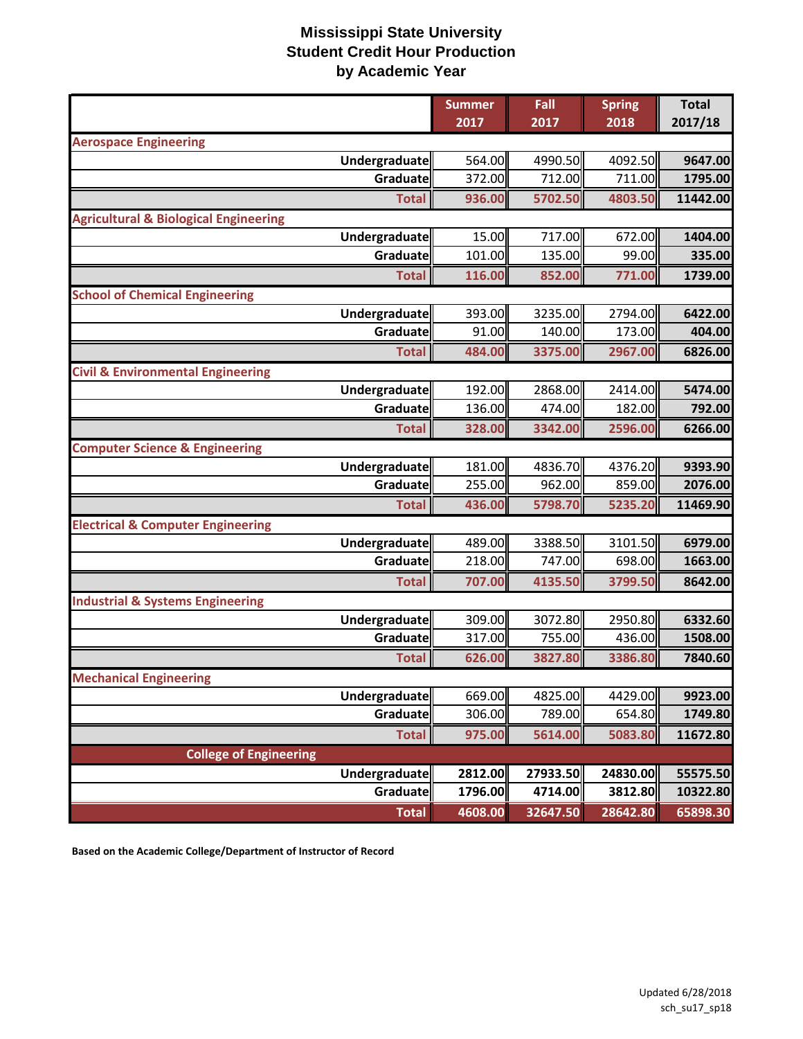# Mississippi State University
## Student Credit Hour Production
## by Academic Year

| | Summer 2017 | Fall 2017 | Spring 2018 | Total 2017/18 |
|---|---|---|---|---|
| **Aerospace Engineering** | | | | |
| Undergraduate | 564.00 | 4990.50 | 4092.50 | 9647.00 |
| Graduate | 372.00 | 712.00 | 711.00 | 1795.00 |
| **Total** | 936.00 | 5702.50 | 4803.50 | 11442.00 |
| **Agricultural & Biological Engineering** | | | | |
| Undergraduate | 15.00 | 717.00 | 672.00 | 1404.00 |
| Graduate | 101.00 | 135.00 | 99.00 | 335.00 |
| **Total** | 116.00 | 852.00 | 771.00 | 1739.00 |
| **School of Chemical Engineering** | | | | |
| Undergraduate | 393.00 | 3235.00 | 2794.00 | 6422.00 |
| Graduate | 91.00 | 140.00 | 173.00 | 404.00 |
| **Total** | 484.00 | 3375.00 | 2967.00 | 6826.00 |
| **Civil & Environmental Engineering** | | | | |
| Undergraduate | 192.00 | 2868.00 | 2414.00 | 5474.00 |
| Graduate | 136.00 | 474.00 | 182.00 | 792.00 |
| **Total** | 328.00 | 3342.00 | 2596.00 | 6266.00 |
| **Computer Science & Engineering** | | | | |
| Undergraduate | 181.00 | 4836.70 | 4376.20 | 9393.90 |
| Graduate | 255.00 | 962.00 | 859.00 | 2076.00 |
| **Total** | 436.00 | 5798.70 | 5235.20 | 11469.90 |
| **Electrical & Computer Engineering** | | | | |
| Undergraduate | 489.00 | 3388.50 | 3101.50 | 6979.00 |
| Graduate | 218.00 | 747.00 | 698.00 | 1663.00 |
| **Total** | 707.00 | 4135.50 | 3799.50 | 8642.00 |
| **Industrial & Systems Engineering** | | | | |
| Undergraduate | 309.00 | 3072.80 | 2950.80 | 6332.60 |
| Graduate | 317.00 | 755.00 | 436.00 | 1508.00 |
| **Total** | 626.00 | 3827.80 | 3386.80 | 7840.60 |
| **Mechanical Engineering** | | | | |
| Undergraduate | 669.00 | 4825.00 | 4429.00 | 9923.00 |
| Graduate | 306.00 | 789.00 | 654.80 | 1749.80 |
| **Total** | 975.00 | 5614.00 | 5083.80 | 11672.80 |
| **College of Engineering** | | | | |
| Undergraduate | 2812.00 | 27933.50 | 24830.00 | 55575.50 |
| Graduate | 1796.00 | 4714.00 | 3812.80 | 10322.80 |
| **Total** | 4608.00 | 32647.50 | 28642.80 | 65898.30 |

**Based on the Academic College/Department of Instructor of Record**

Updated 6/28/2018
sch_su17_sp18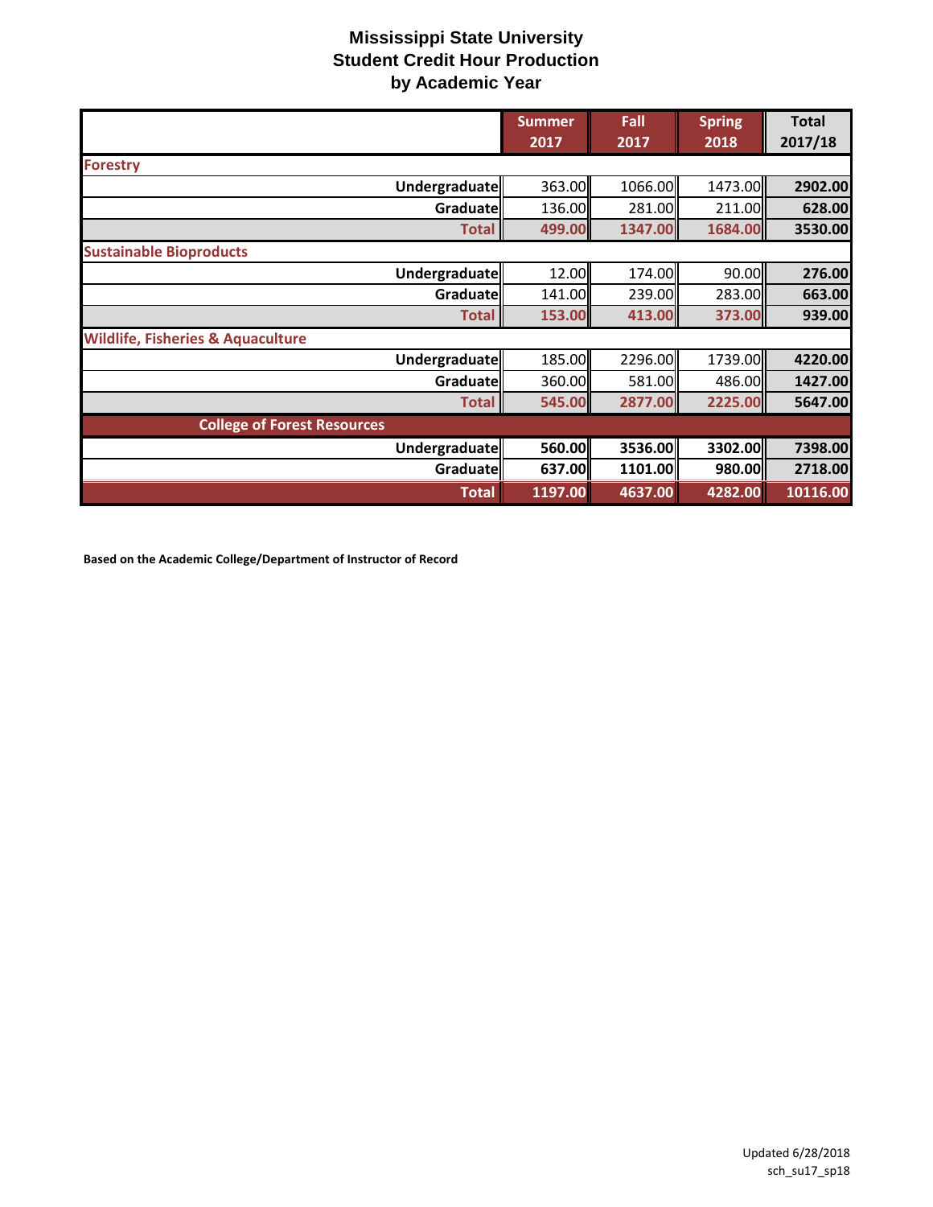# Mississippi State University
## Student Credit Hour Production
### by Academic Year

| | Summer 2017 | Fall 2017 | Spring 2018 | Total 2017/18 |
|---|---|---|---|---|
| **Forestry** | | | | |
| **Undergraduate** | 363.00 | 1066.00 | 1473.00 | **2902.00** |
| **Graduate** | 136.00 | 281.00 | 211.00 | **628.00** |
| **Total** | **499.00** | **1347.00** | **1684.00** | **3530.00** |
| **Sustainable Bioproducts** | | | | |
| **Undergraduate** | 12.00 | 174.00 | 90.00 | **276.00** |
| **Graduate** | 141.00 | 239.00 | 283.00 | **663.00** |
| **Total** | **153.00** | **413.00** | **373.00** | **939.00** |
| **Wildlife, Fisheries & Aquaculture** | | | | |
| **Undergraduate** | 185.00 | 2296.00 | 1739.00 | **4220.00** |
| **Graduate** | 360.00 | 581.00 | 486.00 | **1427.00** |
| **Total** | **545.00** | **2877.00** | **2225.00** | **5647.00** |
| **College of Forest Resources** | | | | |
| **Undergraduate** | **560.00** | **3536.00** | **3302.00** | **7398.00** |
| **Graduate** | **637.00** | **1101.00** | **980.00** | **2718.00** |
| **Total** | **1197.00** | **4637.00** | **4282.00** | **10116.00** |

**Based on the Academic College/Department of Instructor of Record**

Updated 6/28/2018
sch_su17_sp18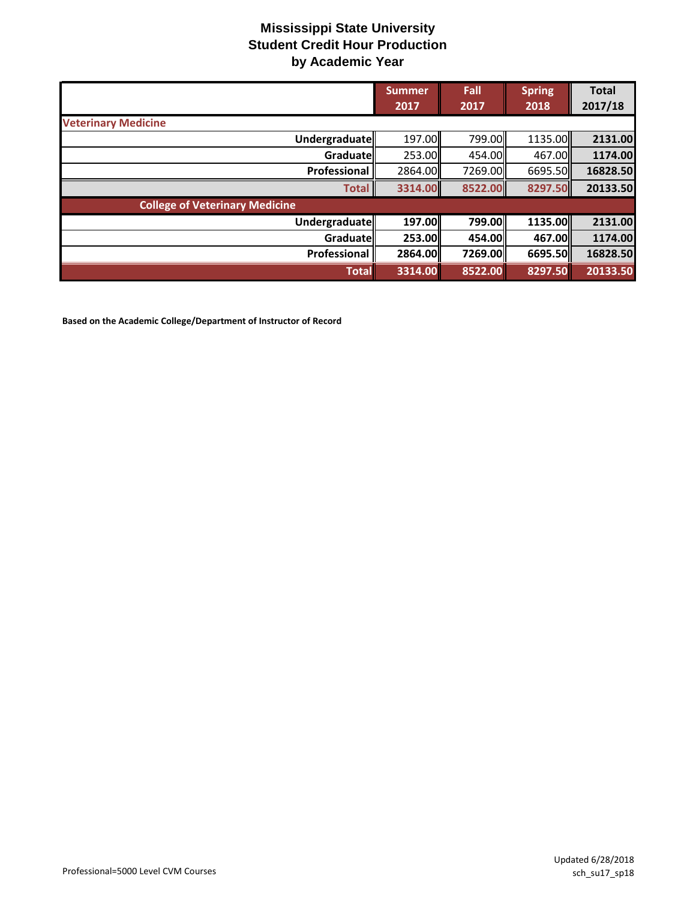# Mississippi State University
## Student Credit Hour Production
## by Academic Year

| | Summer 2017 | Fall 2017 | Spring 2018 | Total 2017/18 |
|---|---|---|---|---|
| **Veterinary Medicine** | | | | |
| **Undergraduate** | 197.00 | 799.00 | 1135.00 | **2131.00** |
| **Graduate** | 253.00 | 454.00 | 467.00 | **1174.00** |
| **Professional** | 2864.00 | 7269.00 | 6695.50 | **16828.50** |
| **Total** | **3314.00** | **8522.00** | **8297.50** | **20133.50** |
| **College of Veterinary Medicine** | | | | |
| **Undergraduate** | **197.00** | **799.00** | **1135.00** | **2131.00** |
| **Graduate** | **253.00** | **454.00** | **467.00** | **1174.00** |
| **Professional** | **2864.00** | **7269.00** | **6695.50** | **16828.50** |
| **Total** | **3314.00** | **8522.00** | **8297.50** | **20133.50** |

**Based on the Academic College/Department of Instructor of Record**

Professional=5000 Level CVM Courses

Updated 6/28/2018
sch_su17_sp18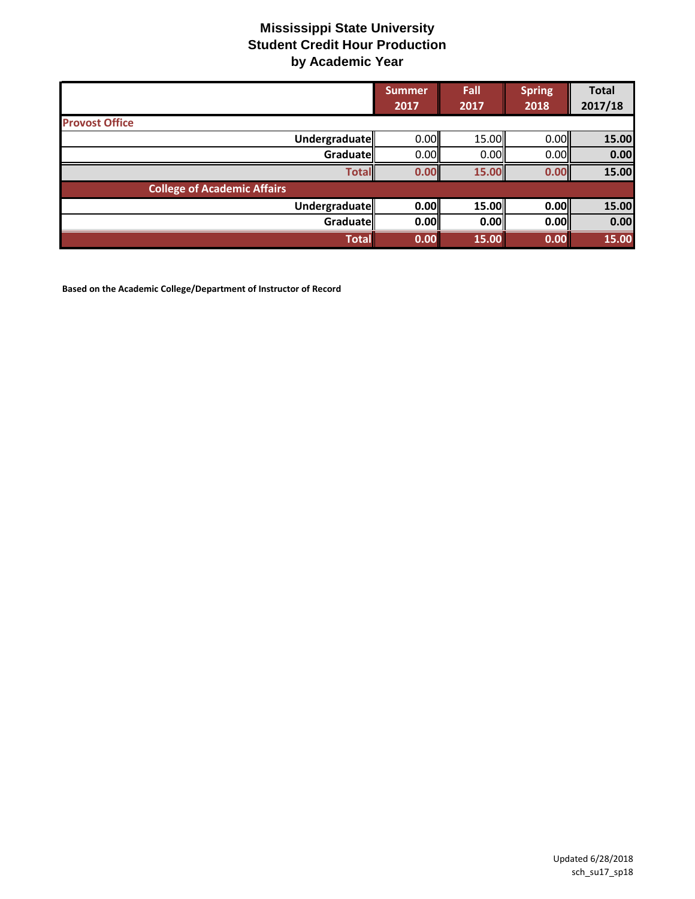# Mississippi State University
## Student Credit Hour Production
### by Academic Year

| | Summer 2017 | Fall 2017 | Spring 2018 | Total 2017/18 |
|---|---|---|---|---|
| **Provost Office** | | | | |
| **Undergraduate** | 0.00 | 15.00 | 0.00 | **15.00** |
| **Graduate** | 0.00 | 0.00 | 0.00 | **0.00** |
| **Total** | **0.00** | **15.00** | **0.00** | **15.00** |
| **College of Academic Affairs** | | | | |
| **Undergraduate** | **0.00** | **15.00** | **0.00** | **15.00** |
| **Graduate** | **0.00** | **0.00** | **0.00** | **0.00** |
| **Total** | **0.00** | **15.00** | **0.00** | **15.00** |

**Based on the Academic College/Department of Instructor of Record**

Updated 6/28/2018
sch_su17_sp18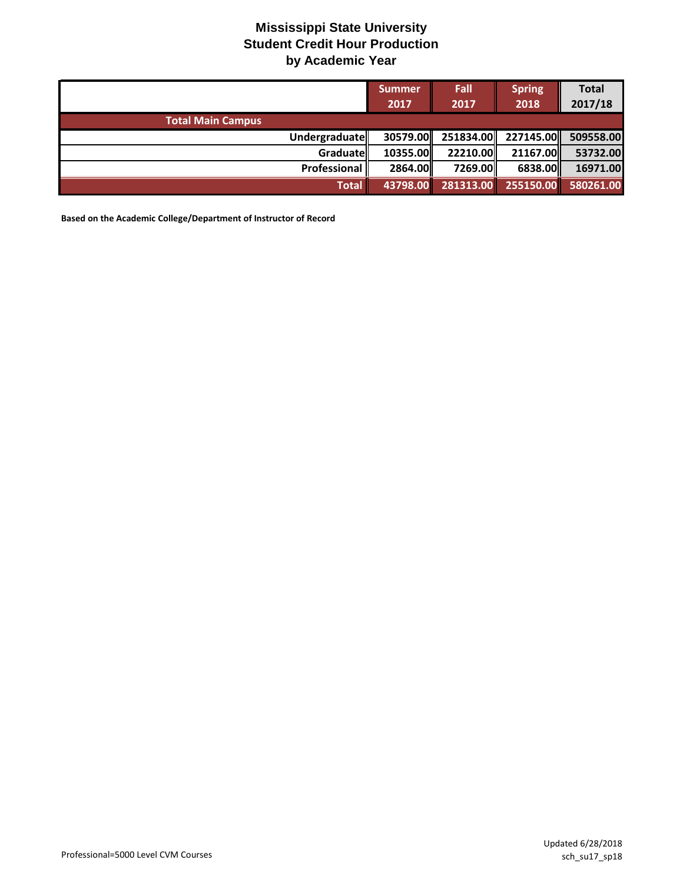# Mississippi State University
## Student Credit Hour Production
### by Academic Year

| | Summer 2017 | Fall 2017 | Spring 2018 | Total 2017/18 |
|---|---|---|---|---|
| **Total Main Campus** | | | | |
| Undergraduate | 30579.00 | 251834.00 | 227145.00 | 509558.00 |
| Graduate | 10355.00 | 22210.00 | 21167.00 | 53732.00 |
| Professional | 2864.00 | 7269.00 | 6838.00 | 16971.00 |
| **Total** | 43798.00 | 281313.00 | 255150.00 | 580261.00 |

**Based on the Academic College/Department of Instructor of Record**

Professional=5000 Level CVM Courses

Updated 6/28/2018
sch_su17_sp18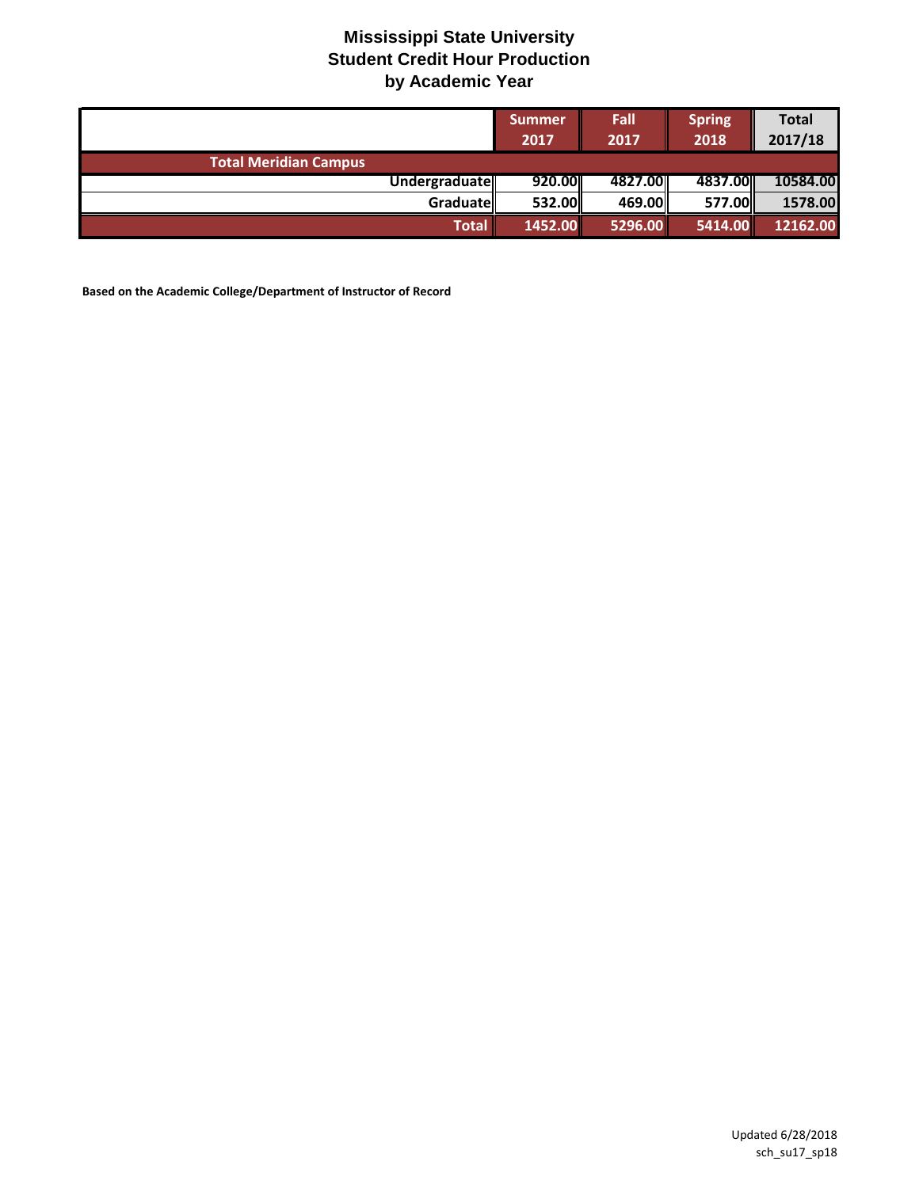# Mississippi State University
## Student Credit Hour Production
## by Academic Year

| | Summer 2017 | Fall 2017 | Spring 2018 | Total 2017/18 |
|---|---|---|---|---|
| **Total Meridian Campus** | | | | |
| Undergraduate | 920.00 | 4827.00 | 4837.00 | 10584.00 |
| Graduate | 532.00 | 469.00 | 577.00 | 1578.00 |
| **Total** | **1452.00** | **5296.00** | **5414.00** | **12162.00** |

**Based on the Academic College/Department of Instructor of Record**

Updated 6/28/2018
sch_su17_sp18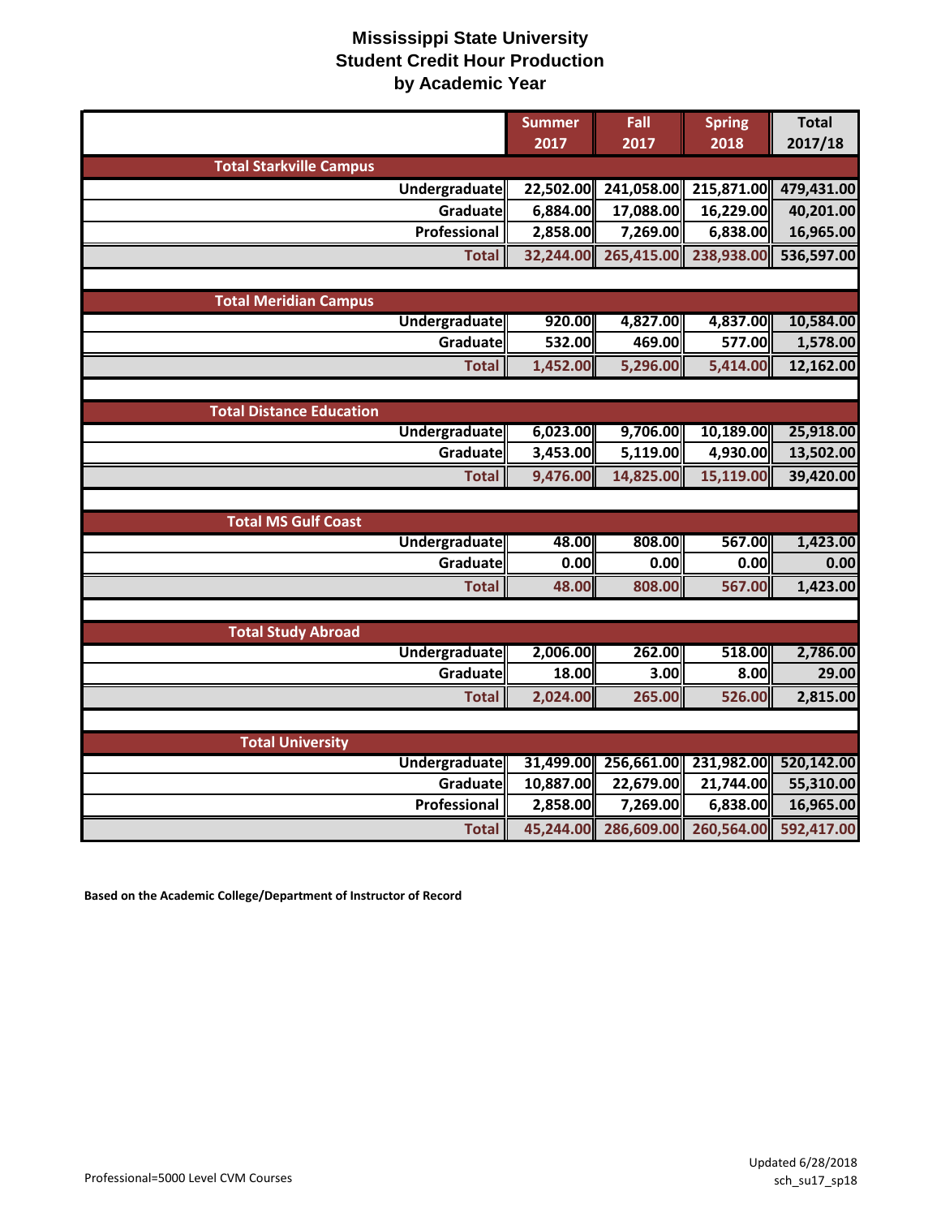# Mississippi State University
## Student Credit Hour Production
## by Academic Year

| | Summer 2017 | Fall 2017 | Spring 2018 | Total 2017/18 |
|---|---|---|---|---|
| **Total Starkville Campus** | | | | |
| Undergraduate | 22,502.00 | 241,058.00 | 215,871.00 | 479,431.00 |
| Graduate | 6,884.00 | 17,088.00 | 16,229.00 | 40,201.00 |
| Professional | 2,858.00 | 7,269.00 | 6,838.00 | 16,965.00 |
| **Total** | 32,244.00 | 265,415.00 | 238,938.00 | 536,597.00 |
| | | | | |
| **Total Meridian Campus** | | | | |
| Undergraduate | 920.00 | 4,827.00 | 4,837.00 | 10,584.00 |
| Graduate | 532.00 | 469.00 | 577.00 | 1,578.00 |
| **Total** | 1,452.00 | 5,296.00 | 5,414.00 | 12,162.00 |
| | | | | |
| **Total Distance Education** | | | | |
| Undergraduate | 6,023.00 | 9,706.00 | 10,189.00 | 25,918.00 |
| Graduate | 3,453.00 | 5,119.00 | 4,930.00 | 13,502.00 |
| **Total** | 9,476.00 | 14,825.00 | 15,119.00 | 39,420.00 |
| | | | | |
| **Total MS Gulf Coast** | | | | |
| Undergraduate | 48.00 | 808.00 | 567.00 | 1,423.00 |
| Graduate | 0.00 | 0.00 | 0.00 | 0.00 |
| **Total** | 48.00 | 808.00 | 567.00 | 1,423.00 |
| | | | | |
| **Total Study Abroad** | | | | |
| Undergraduate | 2,006.00 | 262.00 | 518.00 | 2,786.00 |
| Graduate | 18.00 | 3.00 | 8.00 | 29.00 |
| **Total** | 2,024.00 | 265.00 | 526.00 | 2,815.00 |
| | | | | |
| **Total University** | | | | |
| Undergraduate | 31,499.00 | 256,661.00 | 231,982.00 | 520,142.00 |
| Graduate | 10,887.00 | 22,679.00 | 21,744.00 | 55,310.00 |
| Professional | 2,858.00 | 7,269.00 | 6,838.00 | 16,965.00 |
| **Total** | 45,244.00 | 286,609.00 | 260,564.00 | 592,417.00 |

**Based on the Academic College/Department of Instructor of Record**

Professional=5000 Level CVM Courses

Updated 6/28/2018
sch_su17_sp18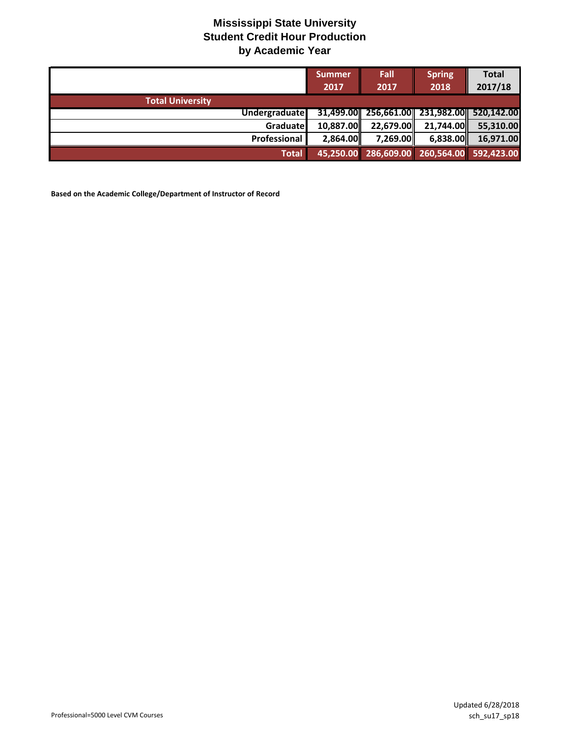# Mississippi State University
## Student Credit Hour Production
## by Academic Year

| | Summer 2017 | Fall 2017 | Spring 2018 | Total 2017/18 |
|---|---|---|---|---|
| **Total University** | | | | |
| Undergraduate | 31,499.00 | 256,661.00 | 231,982.00 | 520,142.00 |
| Graduate | 10,887.00 | 22,679.00 | 21,744.00 | 55,310.00 |
| Professional | 2,864.00 | 7,269.00 | 6,838.00 | 16,971.00 |
| **Total** | 45,250.00 | 286,609.00 | 260,564.00 | 592,423.00 |

**Based on the Academic College/Department of Instructor of Record**

Professional=5000 Level CVM Courses

Updated 6/28/2018
sch_su17_sp18